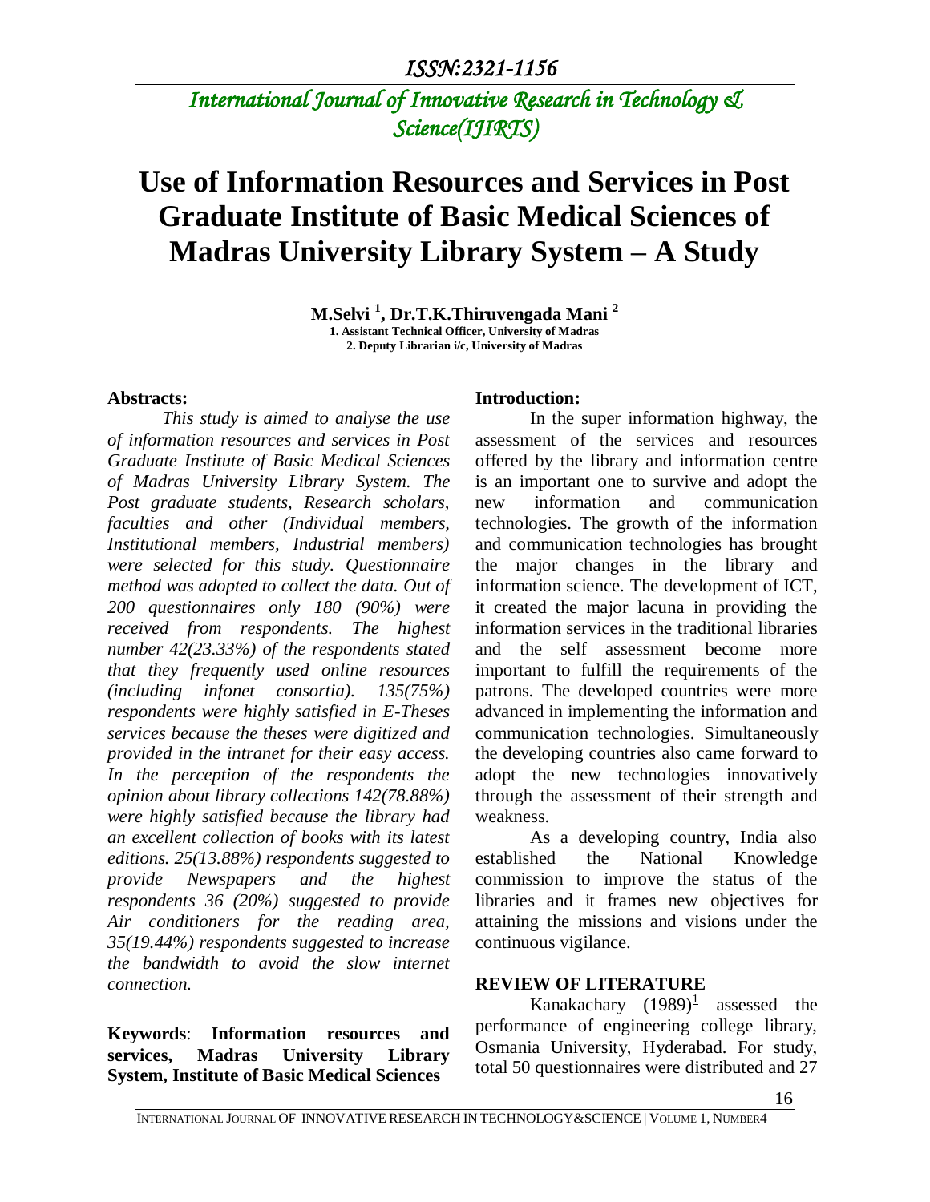ISSN:2321-1156

*International Journal of Innovative Research in Technology & Science(IJIRTS)*

# Use of Information Resources and Services in Post Graduate Institute of Basic Medical Sciences of Madras University Library System – A Study

**M.Selvi [1], Dr.T.K.Thiruvengada Mani [2]**

1. Assistant Technical Officer, University of Madras
2. Deputy Librarian i/c, University of Madras

**Abstracts:**

*This study is aimed to analyse the use of information resources and services in Post Graduate Institute of Basic Medical Sciences of Madras University Library System. The Post graduate students, Research scholars, faculties and other (Individual members, Institutional members, Industrial members) were selected for this study. Questionnaire method was adopted to collect the data. Out of 200 questionnaires only 180 (90%) were received from respondents. The highest number 42(23.33%) of the respondents stated that they frequently used online resources (including infonet consortia). 135(75%) respondents were highly satisfied in E-Theses services because the theses were digitized and provided in the intranet for their easy access. In the perception of the respondents the opinion about library collections 142(78.88%) were highly satisfied because the library had an excellent collection of books with its latest editions. 25(13.88%) respondents suggested to provide Newspapers and the highest respondents 36 (20%) suggested to provide Air conditioners for the reading area, 35(19.44%) respondents suggested to increase the bandwidth to avoid the slow internet connection.*

**Keywords**: **Information resources and services, Madras University Library System, Institute of Basic Medical Sciences**

**Introduction:**

In the super information highway, the assessment of the services and resources offered by the library and information centre is an important one to survive and adopt the new information and communication technologies. The growth of the information and communication technologies has brought the major changes in the library and information science. The development of ICT, it created the major lacuna in providing the information services in the traditional libraries and the self assessment become more important to fulfill the requirements of the patrons. The developed countries were more advanced in implementing the information and communication technologies. Simultaneously the developing countries also came forward to adopt the new technologies innovatively through the assessment of their strength and weakness.

As a developing country, India also established the National Knowledge commission to improve the status of the libraries and it frames new objectives for attaining the missions and visions under the continuous vigilance.

**REVIEW OF LITERATURE**

Kanakachary (1989)[1] assessed the performance of engineering college library, Osmania University, Hyderabad. For study, total 50 questionnaires were distributed and 27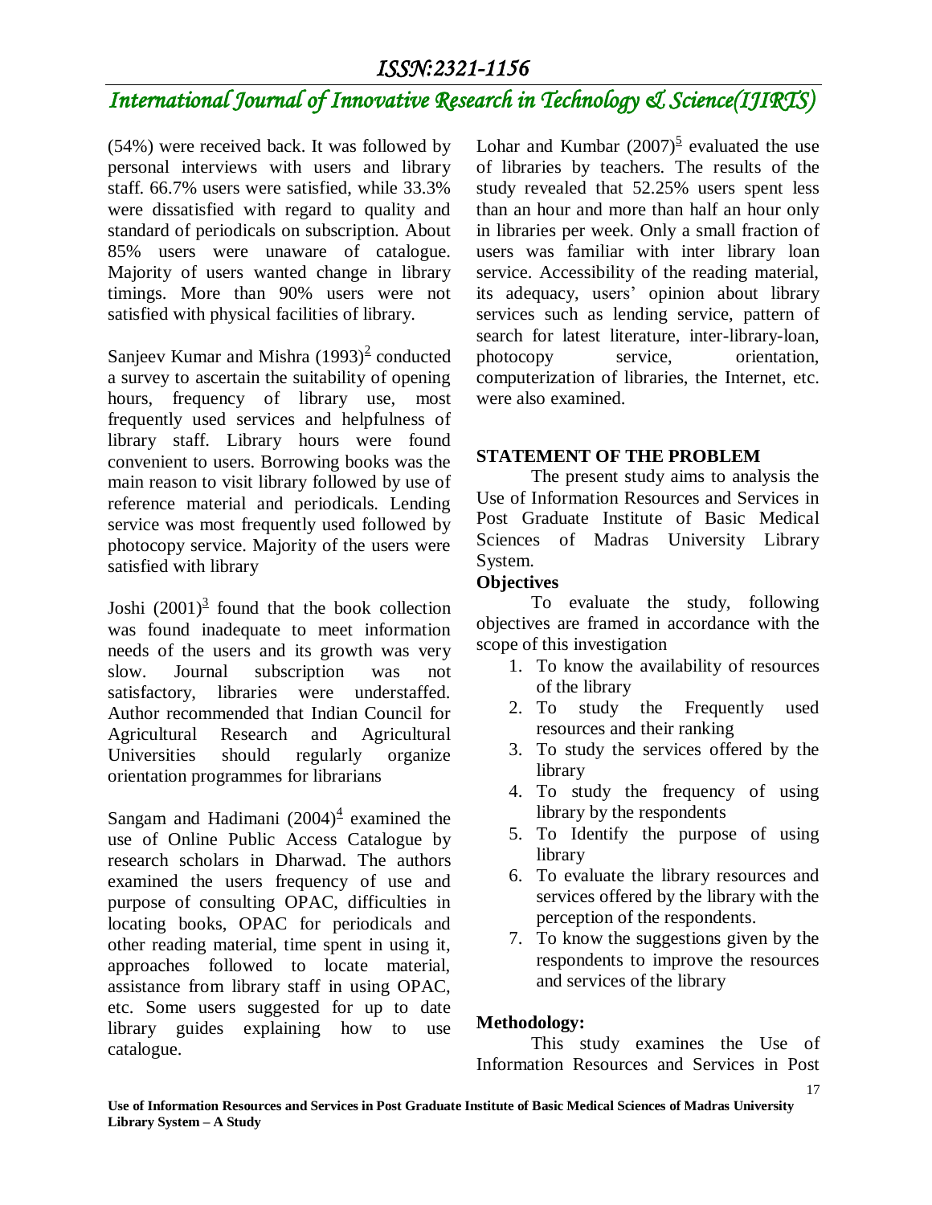(54%) were received back. It was followed by personal interviews with users and library staff. 66.7% users were satisfied, while 33.3% were dissatisfied with regard to quality and standard of periodicals on subscription. About 85% users were unaware of catalogue. Majority of users wanted change in library timings. More than 90% users were not satisfied with physical facilities of library.

Sanjeev Kumar and Mishra (1993)[2] conducted a survey to ascertain the suitability of opening hours, frequency of library use, most frequently used services and helpfulness of library staff. Library hours were found convenient to users. Borrowing books was the main reason to visit library followed by use of reference material and periodicals. Lending service was most frequently used followed by photocopy service. Majority of the users were satisfied with library

Joshi (2001)[3] found that the book collection was found inadequate to meet information needs of the users and its growth was very slow. Journal subscription was not satisfactory, libraries were understaffed. Author recommended that Indian Council for Agricultural Research and Agricultural Universities should regularly organize orientation programmes for librarians

Sangam and Hadimani (2004)[4] examined the use of Online Public Access Catalogue by research scholars in Dharwad. The authors examined the users frequency of use and purpose of consulting OPAC, difficulties in locating books, OPAC for periodicals and other reading material, time spent in using it, approaches followed to locate material, assistance from library staff in using OPAC, etc. Some users suggested for up to date library guides explaining how to use catalogue.

Lohar and Kumbar (2007)[5] evaluated the use of libraries by teachers. The results of the study revealed that 52.25% users spent less than an hour and more than half an hour only in libraries per week. Only a small fraction of users was familiar with inter library loan service. Accessibility of the reading material, its adequacy, users' opinion about library services such as lending service, pattern of search for latest literature, inter-library-loan, photocopy service, orientation, computerization of libraries, the Internet, etc. were also examined.

## STATEMENT OF THE PROBLEM

The present study aims to analysis the Use of Information Resources and Services in Post Graduate Institute of Basic Medical Sciences of Madras University Library System.

### Objectives

To evaluate the study, following objectives are framed in accordance with the scope of this investigation

1. To know the availability of resources of the library
2. To study the Frequently used resources and their ranking
3. To study the services offered by the library
4. To study the frequency of using library by the respondents
5. To Identify the purpose of using library
6. To evaluate the library resources and services offered by the library with the perception of the respondents.
7. To know the suggestions given by the respondents to improve the resources and services of the library

### Methodology:

This study examines the Use of Information Resources and Services in Post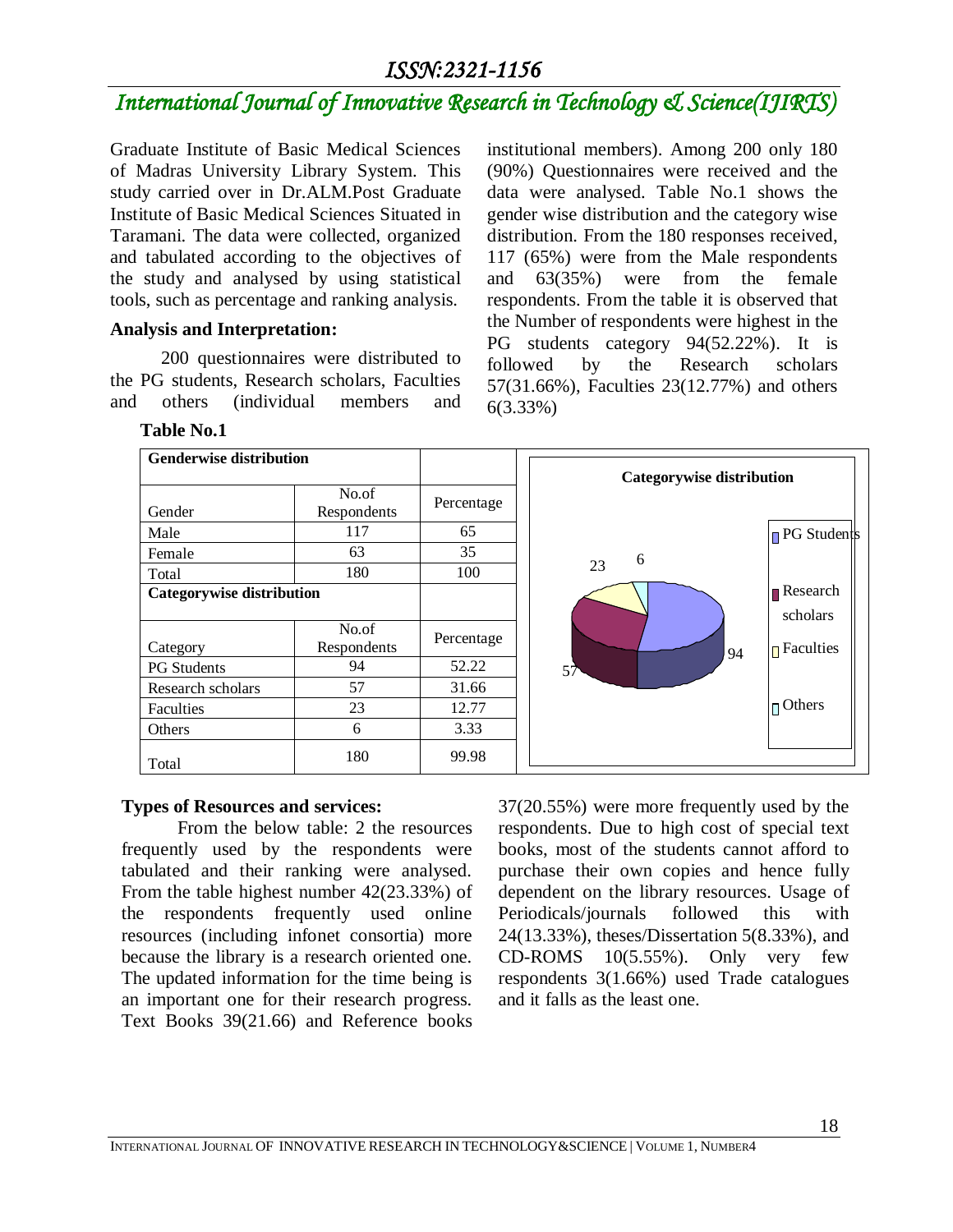Graduate Institute of Basic Medical Sciences of Madras University Library System. This study carried over in Dr.ALM.Post Graduate Institute of Basic Medical Sciences Situated in Taramani. The data were collected, organized and tabulated according to the objectives of the study and analysed by using statistical tools, such as percentage and ranking analysis.

**Analysis and Interpretation:**

200 questionnaires were distributed to the PG students, Research scholars, Faculties and others (individual members and institutional members). Among 200 only 180 (90%) Questionnaires were received and the data were analysed. Table No.1 shows the gender wise distribution and the category wise distribution. From the 180 responses received, 117 (65%) were from the Male respondents and 63(35%) were from the female respondents. From the table it is observed that the Number of respondents were highest in the PG students category 94(52.22%). It is followed by the Research scholars 57(31.66%), Faculties 23(12.77%) and others 6(3.33%)

**Table No.1**

| **Genderwise distribution** | | |
|---|---|---|
| Gender | No.of Respondents | Percentage |
| Male | 117 | 65 |
| Female | 63 | 35 |
| Total | 180 | 100 |
| **Categorywise distribution** | | |
| Category | No.of Respondents | Percentage |
| PG Students | 94 | 52.22 |
| Research scholars | 57 | 31.66 |
| Faculties | 23 | 12.77 |
| Others | 6 | 3.33 |
| Total | 180 | 99.98 |

**Categorywise distribution**

(Pie chart: PG Students 94; Research scholars 57; Faculties 23; Others 6)

**Types of Resources and services:**

From the below table: 2 the resources frequently used by the respondents were tabulated and their ranking were analysed. From the table highest number 42(23.33%) of the respondents frequently used online resources (including infonet consortia) more because the library is a research oriented one. The updated information for the time being is an important one for their research progress. Text Books 39(21.66) and Reference books 37(20.55%) were more frequently used by the respondents. Due to high cost of special text books, most of the students cannot afford to purchase their own copies and hence fully dependent on the library resources. Usage of Periodicals/journals followed this with 24(13.33%), theses/Dissertation 5(8.33%), and CD-ROMS 10(5.55%). Only very few respondents 3(1.66%) used Trade catalogues and it falls as the least one.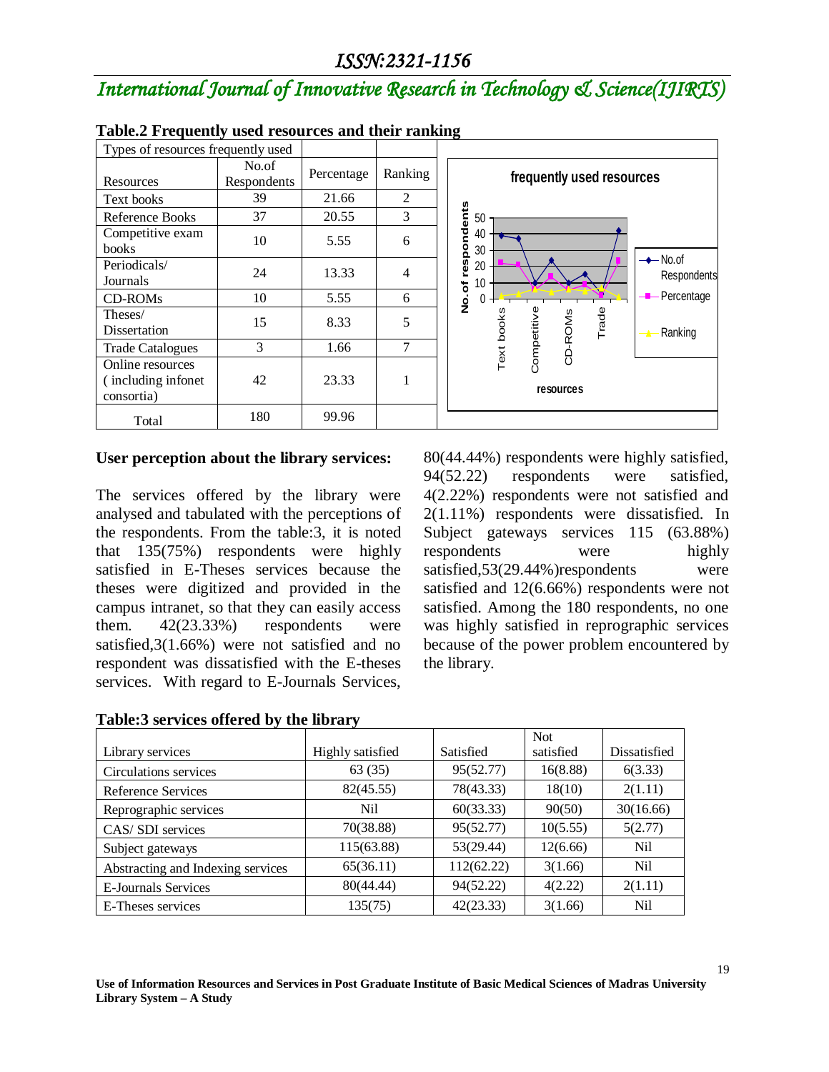**Table.2 Frequently used resources and their ranking**

| Types of resources frequently used | | | |
|---|---|---|---|
| Resources | No.of Respondents | Percentage | Ranking |
| Text books | 39 | 21.66 | 2 |
| Reference Books | 37 | 20.55 | 3 |
| Competitive exam books | 10 | 5.55 | 6 |
| Periodicals/ Journals | 24 | 13.33 | 4 |
| CD-ROMs | 10 | 5.55 | 6 |
| Theses/ Dissertation | 15 | 8.33 | 5 |
| Trade Catalogues | 3 | 1.66 | 7 |
| Online resources ( including infonet consortia) | 42 | 23.33 | 1 |
| Total | 180 | 99.96 | |

### User perception about the library services:

The services offered by the library were analysed and tabulated with the perceptions of the respondents. From the table:3, it is noted that 135(75%) respondents were highly satisfied in E-Theses services because the theses were digitized and provided in the campus intranet, so that they can easily access them. 42(23.33%) respondents were satisfied,3(1.66%) were not satisfied and no respondent was dissatisfied with the E-theses services. With regard to E-Journals Services, 80(44.44%) respondents were highly satisfied, 94(52.22) respondents were satisfied, 4(2.22%) respondents were not satisfied and 2(1.11%) respondents were dissatisfied. In Subject gateways services 115 (63.88%) respondents were highly satisfied,53(29.44%)respondents were satisfied and 12(6.66%) respondents were not satisfied. Among the 180 respondents, no one was highly satisfied in reprographic services because of the power problem encountered by the library.

**Table:3 services offered by the library**

| Library services | Highly satisfied | Satisfied | Not satisfied | Dissatisfied |
|---|---|---|---|---|
| Circulations services | 63 (35) | 95(52.77) | 16(8.88) | 6(3.33) |
| Reference Services | 82(45.55) | 78(43.33) | 18(10) | 2(1.11) |
| Reprographic services | Nil | 60(33.33) | 90(50) | 30(16.66) |
| CAS/ SDI services | 70(38.88) | 95(52.77) | 10(5.55) | 5(2.77) |
| Subject gateways | 115(63.88) | 53(29.44) | 12(6.66) | Nil |
| Abstracting and Indexing services | 65(36.11) | 112(62.22) | 3(1.66) | Nil |
| E-Journals Services | 80(44.44) | 94(52.22) | 4(2.22) | 2(1.11) |
| E-Theses services | 135(75) | 42(23.33) | 3(1.66) | Nil |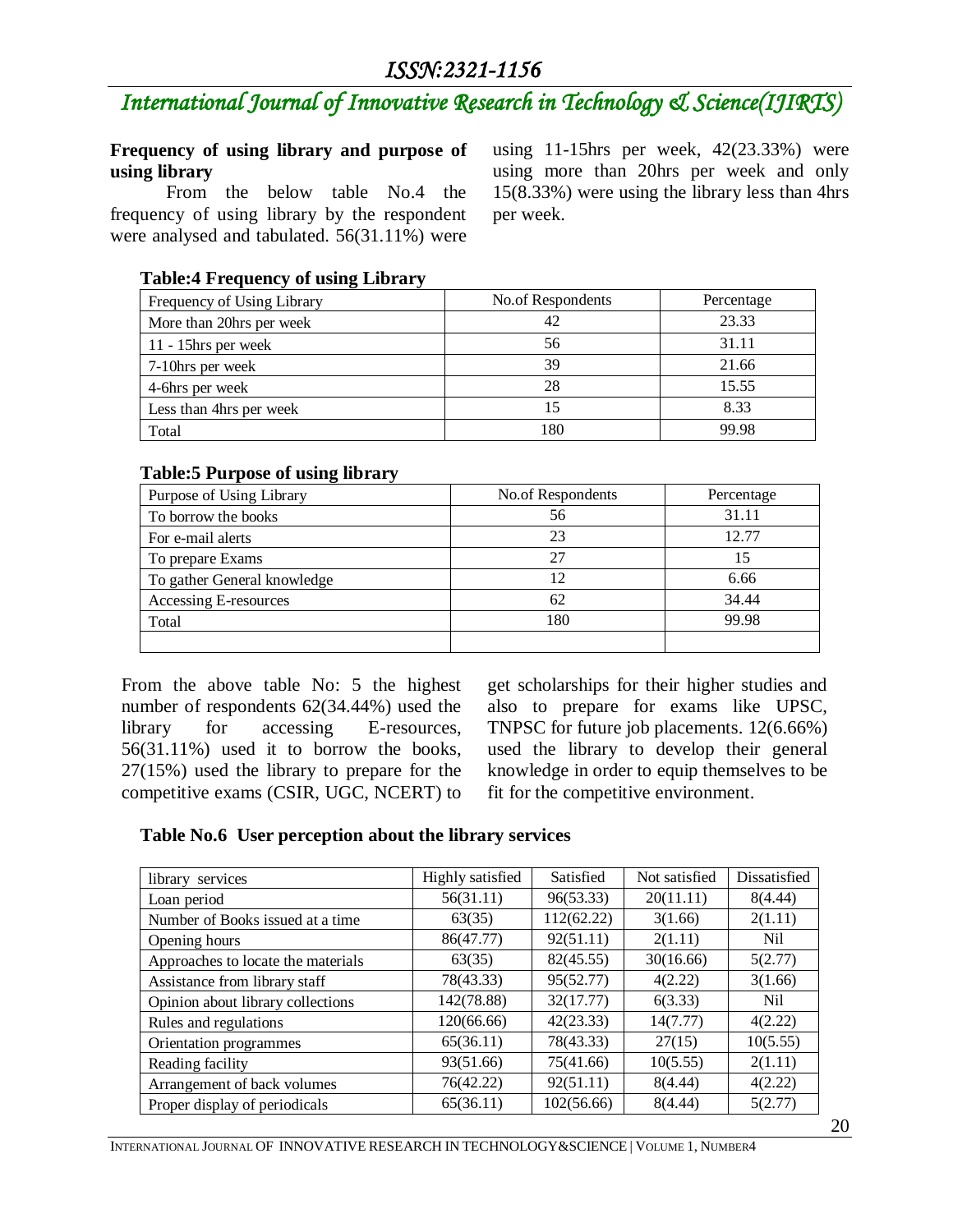**Frequency of using library and purpose of using library**

From the below table No.4 the frequency of using library by the respondent were analysed and tabulated. 56(31.11%) were using 11-15hrs per week, 42(23.33%) were using more than 20hrs per week and only 15(8.33%) were using the library less than 4hrs per week.

**Table:4 Frequency of using Library**

| Frequency of Using Library | No.of Respondents | Percentage |
|---|---|---|
| More than 20hrs per week | 42 | 23.33 |
| 11 - 15hrs per week | 56 | 31.11 |
| 7-10hrs per week | 39 | 21.66 |
| 4-6hrs per week | 28 | 15.55 |
| Less than 4hrs per week | 15 | 8.33 |
| Total | 180 | 99.98 |

**Table:5 Purpose of using library**

| Purpose of Using Library | No.of Respondents | Percentage |
|---|---|---|
| To borrow the books | 56 | 31.11 |
| For e-mail alerts | 23 | 12.77 |
| To prepare Exams | 27 | 15 |
| To gather General knowledge | 12 | 6.66 |
| Accessing E-resources | 62 | 34.44 |
| Total | 180 | 99.98 |
| | | |

From the above table No: 5 the highest number of respondents 62(34.44%) used the library for accessing E-resources, 56(31.11%) used it to borrow the books, 27(15%) used the library to prepare for the competitive exams (CSIR, UGC, NCERT) to get scholarships for their higher studies and also to prepare for exams like UPSC, TNPSC for future job placements. 12(6.66%) used the library to develop their general knowledge in order to equip themselves to be fit for the competitive environment.

**Table No.6 User perception about the library services**

| library services | Highly satisfied | Satisfied | Not satisfied | Dissatisfied |
|---|---|---|---|---|
| Loan period | 56(31.11) | 96(53.33) | 20(11.11) | 8(4.44) |
| Number of Books issued at a time | 63(35) | 112(62.22) | 3(1.66) | 2(1.11) |
| Opening hours | 86(47.77) | 92(51.11) | 2(1.11) | Nil |
| Approaches to locate the materials | 63(35) | 82(45.55) | 30(16.66) | 5(2.77) |
| Assistance from library staff | 78(43.33) | 95(52.77) | 4(2.22) | 3(1.66) |
| Opinion about library collections | 142(78.88) | 32(17.77) | 6(3.33) | Nil |
| Rules and regulations | 120(66.66) | 42(23.33) | 14(7.77) | 4(2.22) |
| Orientation programmes | 65(36.11) | 78(43.33) | 27(15) | 10(5.55) |
| Reading facility | 93(51.66) | 75(41.66) | 10(5.55) | 2(1.11) |
| Arrangement of back volumes | 76(42.22) | 92(51.11) | 8(4.44) | 4(2.22) |
| Proper display of periodicals | 65(36.11) | 102(56.66) | 8(4.44) | 5(2.77) |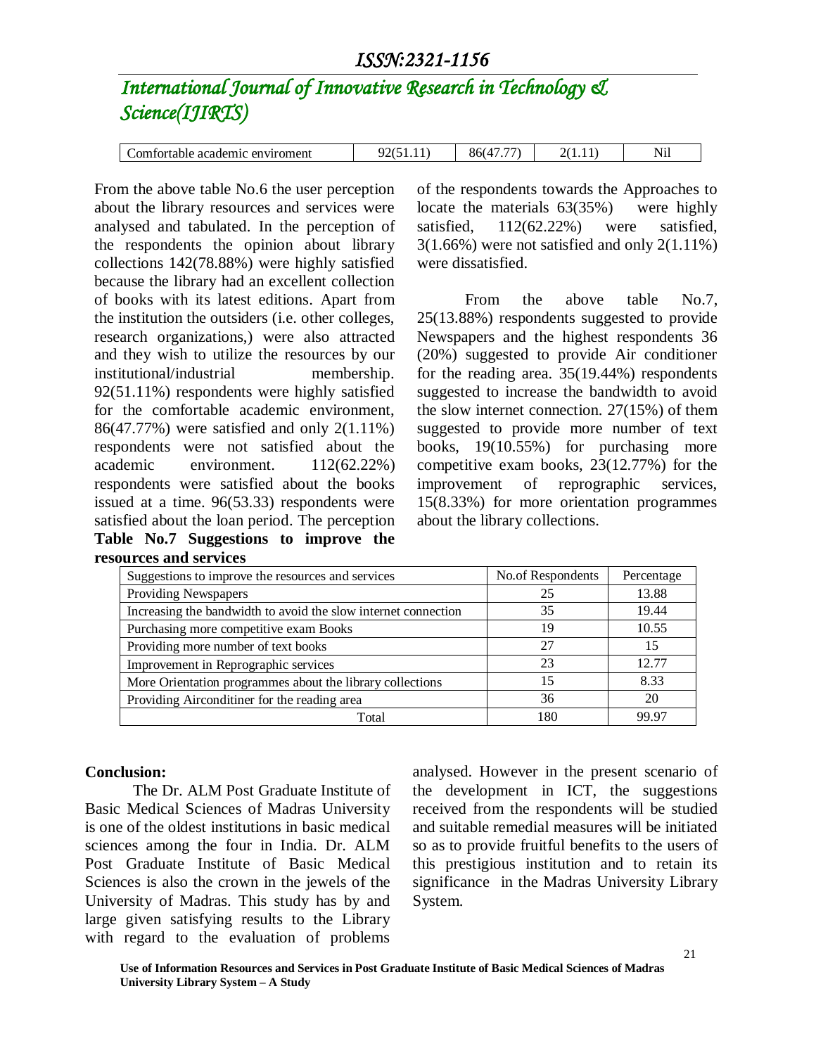| Comfortable academic enviroment | 92(51.11) | 86(47.77) | 2(1.11) | Nil |
|---|---|---|---|---|

From the above table No.6 the user perception about the library resources and services were analysed and tabulated. In the perception of the respondents the opinion about library collections 142(78.88%) were highly satisfied because the library had an excellent collection of books with its latest editions. Apart from the institution the outsiders (i.e. other colleges, research organizations,) were also attracted and they wish to utilize the resources by our institutional/industrial membership. 92(51.11%) respondents were highly satisfied for the comfortable academic environment, 86(47.77%) were satisfied and only 2(1.11%) respondents were not satisfied about the academic environment. 112(62.22%) respondents were satisfied about the books issued at a time. 96(53.33) respondents were satisfied about the loan period. The perception of the respondents towards the Approaches to locate the materials 63(35%) were highly satisfied, 112(62.22%) were satisfied, 3(1.66%) were not satisfied and only 2(1.11%) were dissatisfied.

From the above table No.7, 25(13.88%) respondents suggested to provide Newspapers and the highest respondents 36 (20%) suggested to provide Air conditioner for the reading area. 35(19.44%) respondents suggested to increase the bandwidth to avoid the slow internet connection. 27(15%) of them suggested to provide more number of text books, 19(10.55%) for purchasing more competitive exam books, 23(12.77%) for the improvement of reprographic services, 15(8.33%) for more orientation programmes about the library collections.

**Table No.7 Suggestions to improve the resources and services**

| Suggestions to improve the resources and services | No.of Respondents | Percentage |
|---|---|---|
| Providing Newspapers | 25 | 13.88 |
| Increasing the bandwidth to avoid the slow internet connection | 35 | 19.44 |
| Purchasing more competitive exam Books | 19 | 10.55 |
| Providing more number of text books | 27 | 15 |
| Improvement in Reprographic services | 23 | 12.77 |
| More Orientation programmes about the library collections | 15 | 8.33 |
| Providing Airconditiner for the reading area | 36 | 20 |
| Total | 180 | 99.97 |

**Conclusion:**

The Dr. ALM Post Graduate Institute of Basic Medical Sciences of Madras University is one of the oldest institutions in basic medical sciences among the four in India. Dr. ALM Post Graduate Institute of Basic Medical Sciences is also the crown in the jewels of the University of Madras. This study has by and large given satisfying results to the Library with regard to the evaluation of problems analysed. However in the present scenario of the development in ICT, the suggestions received from the respondents will be studied and suitable remedial measures will be initiated so as to provide fruitful benefits to the users of this prestigious institution and to retain its significance in the Madras University Library System.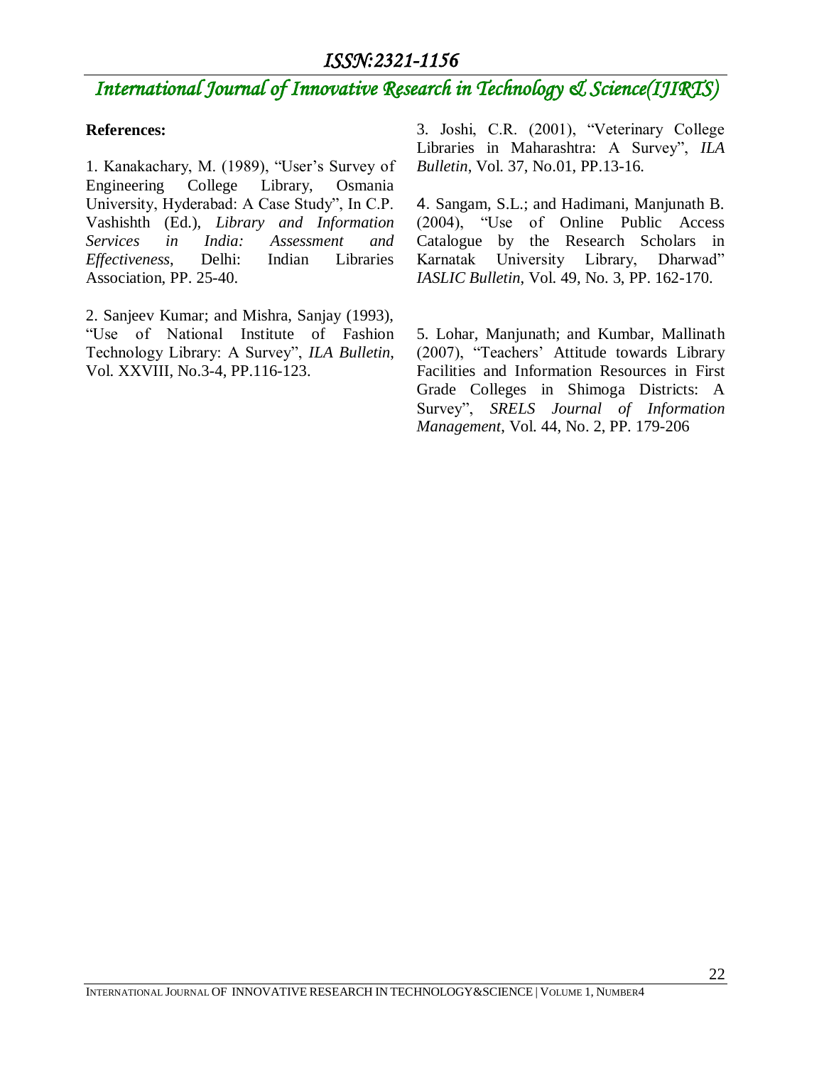**References:**

1. Kanakachary, M. (1989), "User's Survey of Engineering College Library, Osmania University, Hyderabad: A Case Study", In C.P. Vashishth (Ed.), *Library and Information Services in India: Assessment and Effectiveness*, Delhi: Indian Libraries Association, PP. 25-40.

2. Sanjeev Kumar; and Mishra, Sanjay (1993), "Use of National Institute of Fashion Technology Library: A Survey", *ILA Bulletin*, Vol. XXVIII, No.3-4, PP.116-123.

3. Joshi, C.R. (2001), "Veterinary College Libraries in Maharashtra: A Survey", *ILA Bulletin*, Vol. 37, No.01, PP.13-16.

4. Sangam, S.L.; and Hadimani, Manjunath B. (2004), "Use of Online Public Access Catalogue by the Research Scholars in Karnatak University Library, Dharwad" *IASLIC Bulletin*, Vol. 49, No. 3, PP. 162-170.

5. Lohar, Manjunath; and Kumbar, Mallinath (2007), "Teachers' Attitude towards Library Facilities and Information Resources in First Grade Colleges in Shimoga Districts: A Survey", *SRELS Journal of Information Management*, Vol. 44, No. 2, PP. 179-206